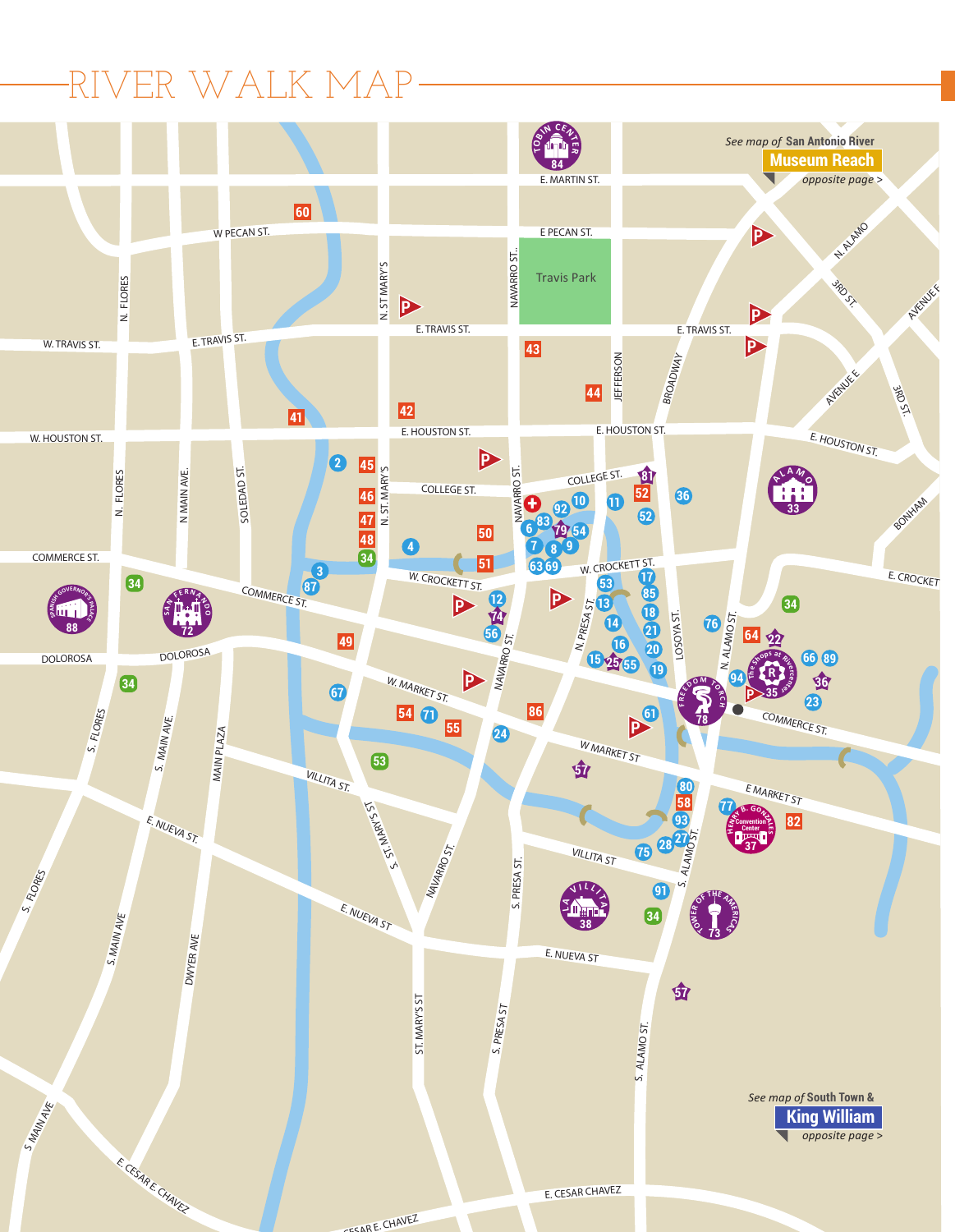# RIVER WALK MAP

*See map of* **San Antonio River Museum Reach** *opposite page >*

*See map of* **South Town & King William** *opposite page >*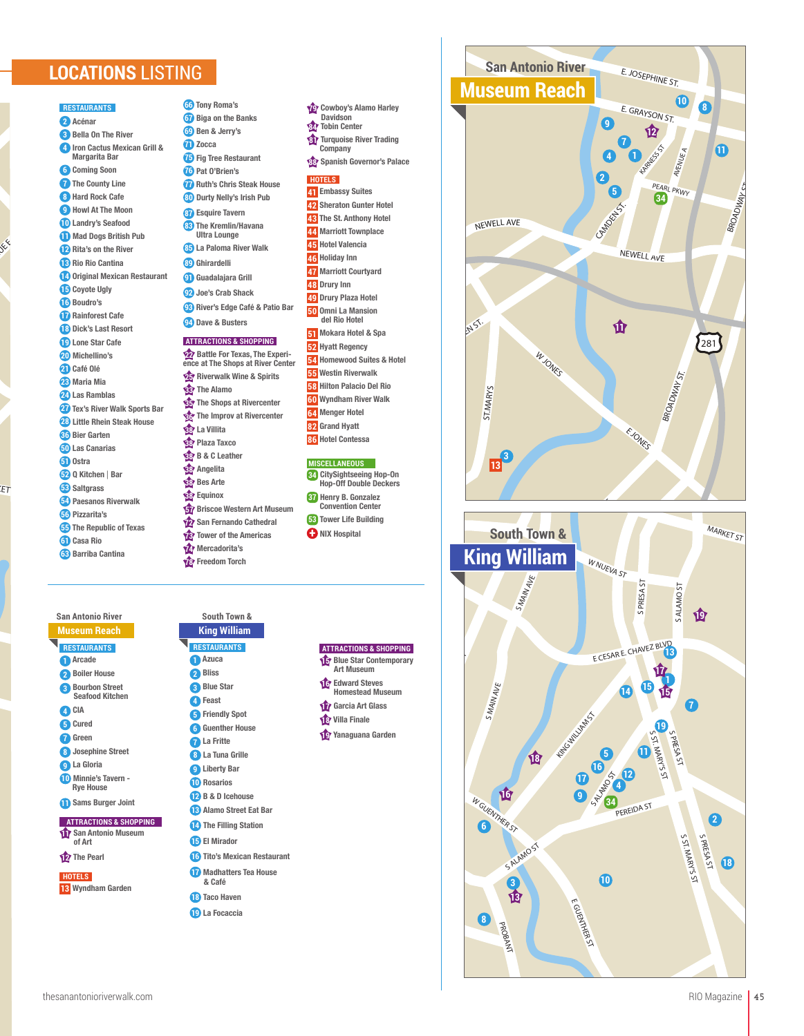# LOCATIONS LISTING

### RESTAURANTS

- 2 Acénar
- 3 Bella On The River
- 4 Iron Cactus Mexican Grill & Margarita Bar
- 6 Coming Soon
- 7 The County Line
- 8 Hard Rock Cafe
- 9 Howl At The Moon
- 10 Landry's Seafood
- 11 Mad Dogs British Pub
- 12 Rita's on the River
- 13 Rio Rio Cantina
- 14 Original Mexican Restaurant
- 15 Coyote Ugly
- 16 Boudro's
- 17 Rainforest Cafe
- 18 Dick's Last Resort
- 19 Lone Star Cafe
- 20 Michellino's
- 21 Café Olé
- 23 Maria Mia
- 24 Las Ramblas
- 27 Tex's River Walk Sports Bar
- 28 Little Rhein Steak House
- 36 Bier Garten
- 50 Las Canarias
- 51 Ostra
- 52 Q Kitchen | Bar
- 53 Saltgrass
- 54 Paesanos Riverwalk
- 56 Pizzarita's
- 55 The Republic of Texas
- 61 Casa Rio
- 63 Barriba Cantina
- 66 Tony Roma's
- 67 Biga on the Banks
- 69 Ben & Jerry's
- 71 Zocca
- 75 Fig Tree Restaurant
- 76 Pat O'Brien's
- 77 Ruth's Chris Steak House
- 80 Durty Nelly's Irish Pub
- 87 Esquire Tavern
- 83 The Kremlin/Havana Ultra Lounge
- 85 La Paloma River Walk
- 89 Ghirardelli
- 91 Guadalajara Grill
- 92 Joe's Crab Shack
- 93 River's Edge Café & Patio Bar
- 94 Dave & Busters

### ATTRACTIONS & SHOPPING

- 22 Battle For Texas, The Experience at The Shops at River Center
- 25 Riverwalk Wine & Spirits
- 33 The Alamo
- 35 The Shops at Rivercenter
- 36 The Improv at Rivercenter
- 38 La Villita
- 38 Plaza Taxco
- 38 B & C Leather
- 38 Angelita
- 38 Bes Arte
- 38 Equinox
- 57 Briscoe Western Art Museum
- 72 San Fernando Cathedral
- 73 Tower of the Americas
- 74 Mercadorita's
- 78 Freedom Torch
- 79 Cowboy's Alamo Harley Davidson
- 84 Tobin Center
- 81 Turquoise River Trading Company
- 88 Spanish Governor's Palace

### HOTELS

- 41 Embassy Suites
- 42 Sheraton Gunter Hotel
- 43 The St. Anthony Hotel
- 44 Marriott Townplace
- 45 Hotel Valencia
- 46 Holiday Inn
- 47 Marriott Courtyard
- 48 Drury Inn
- 49 Drury Plaza Hotel
- 50 Omni La Mansion del Rio Hotel
- 51 Mokara Hotel & Spa
- 52 Hyatt Regency
- 54 Homewood Suites & Hotel
- 55 Westin Riverwalk
- 58 Hilton Palacio Del Rio
- 60 Wyndham River Walk
- 64 Menger Hotel
- 82 Grand Hyatt
- 86 Hotel Contessa

### MISCELLANEOUS

- 34 CitySightseeing Hop-On Hop-Off Double Deckers
- 37 Henry B. Gonzalez Convention Center
- 53 Tower Life Building
- NIX Hospital

## San Antonio River Museum Reach

### RESTAURANTS

- 1 Arcade
- 2 Boiler House
- 3 Bourbon Street Seafood Kitchen
- 4 CIA
- 5 Cured
- 7 Green
- 8 Josephine Street
- 9 La Gloria
- 10 Minnie's Tavern - Rye House
- 11 Sams Burger Joint

### ATTRACTIONS & SHOPPING

- 11 San Antonio Museum of Art
- 12 The Pearl

### HOTELS

- 13 Wyndham Garden

## South Town & King William

### RESTAURANTS

- 1 Azuca
- 2 Bliss
- 3 Blue Star
- 4 Feast
- 5 Friendly Spot
- 6 Guenther House
- 7 La Fritte
- 8 La Tuna Grille
- 9 Liberty Bar
- 10 Rosarios
- 12 B & D Icehouse
- 13 Alamo Street Eat Bar
- 14 The Filling Station
- 15 El Mirador
- 16 Tito's Mexican Restaurant
- 17 Madhatters Tea House & Café
- 18 Taco Haven
- 19 La Focaccia

### ATTRACTIONS & SHOPPING

- 15 Blue Star Contemporary Art Museum
- 16 Edward Steves Homestead Museum
- 17 Garcia Art Glass
- 18 Villa Finale
- 19 Yanaguana Garden

San Antonio River
Museum Reach
E. JOSEPHINE ST.
E. GRAYSON ST.
KARNES ST
AVENUE A
PEARL PKWY
BROADWAY ST
NEWELL AVE
CAMDEN ST.
NEWELL AVE
N ST.
W JONES
281
ST. MARYS
BROADWAY ST.
E JONES

South Town &
King William
MARKET ST
W NUEVA ST
S MAIN AVE
S PRESA ST
S ALAMO ST
E CESAR E. CHAVEZ BLVD
S MAIN AVE
KING WILLIAM ST
S ST. MARY'S ST
S PRESA ST
S ALAMO ST
PEREIDA ST
W GUENTHER ST
S ALAMO ST
S ST. MARY'S ST
S PRESA ST
E GUENTHER ST
PROBANDT

thesanantonioriverwalk.com